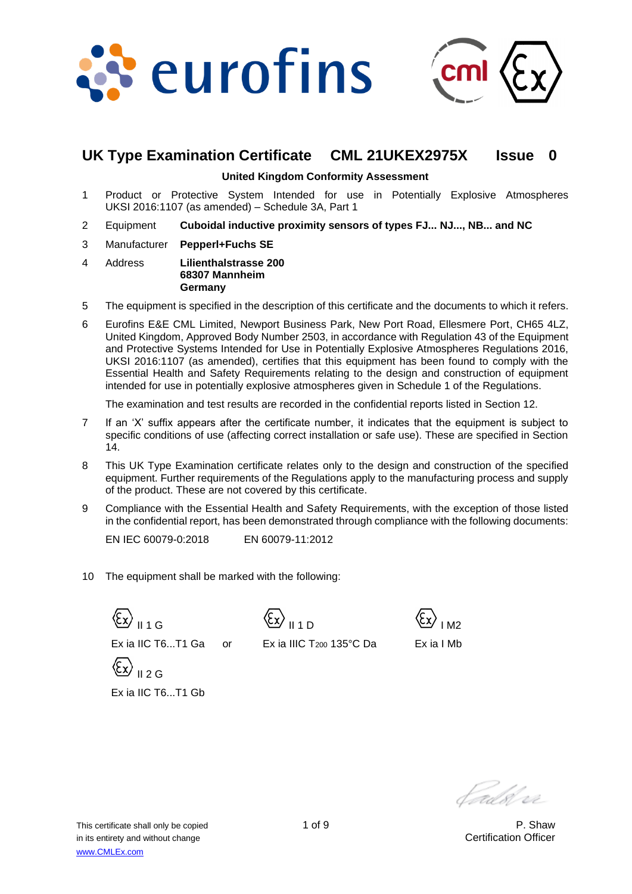# UK Type Examination Certificate CML 21UKEX2975X Issue 0

**United Kingdom Conformity Assessment**

1. Product or Protective System Intended for use in Potentially Explosive Atmospheres UKSI 2016:1107 (as amended) – Schedule 3A, Part 1

2. Equipment **Cuboidal inductive proximity sensors of types FJ... NJ..., NB... and NC**

3. Manufacturer **Pepperl+Fuchs SE**

4. Address **Lilienthalstrasse 200**
   **68307 Mannheim**
   **Germany**

5. The equipment is specified in the description of this certificate and the documents to which it refers.

6. Eurofins E&E CML Limited, Newport Business Park, New Port Road, Ellesmere Port, CH65 4LZ, United Kingdom, Approved Body Number 2503, in accordance with Regulation 43 of the Equipment and Protective Systems Intended for Use in Potentially Explosive Atmospheres Regulations 2016, UKSI 2016:1107 (as amended), certifies that this equipment has been found to comply with the Essential Health and Safety Requirements relating to the design and construction of equipment intended for use in potentially explosive atmospheres given in Schedule 1 of the Regulations.

   The examination and test results are recorded in the confidential reports listed in Section 12.

7. If an 'X' suffix appears after the certificate number, it indicates that the equipment is subject to specific conditions of use (affecting correct installation or safe use). These are specified in Section 14.

8. This UK Type Examination certificate relates only to the design and construction of the specified equipment. Further requirements of the Regulations apply to the manufacturing process and supply of the product. These are not covered by this certificate.

9. Compliance with the Essential Health and Safety Requirements, with the exception of those listed in the confidential report, has been demonstrated through compliance with the following documents:

   EN IEC 60079-0:2018 EN 60079-11:2012

10. The equipment shall be marked with the following:

Ⓔx II 1 G
Ex ia IIC T6...T1 Ga

or

Ⓔx II 2 G
Ex ia IIC T6...T1 Gb

Ⓔx II 1 D
Ex ia IIIC $T_{200}$ 135°C Da

Ⓔx I M2
Ex ia I Mb

P. Shaw
Certification Officer

This certificate shall only be copied in its entirety and without change
www.CMLEx.com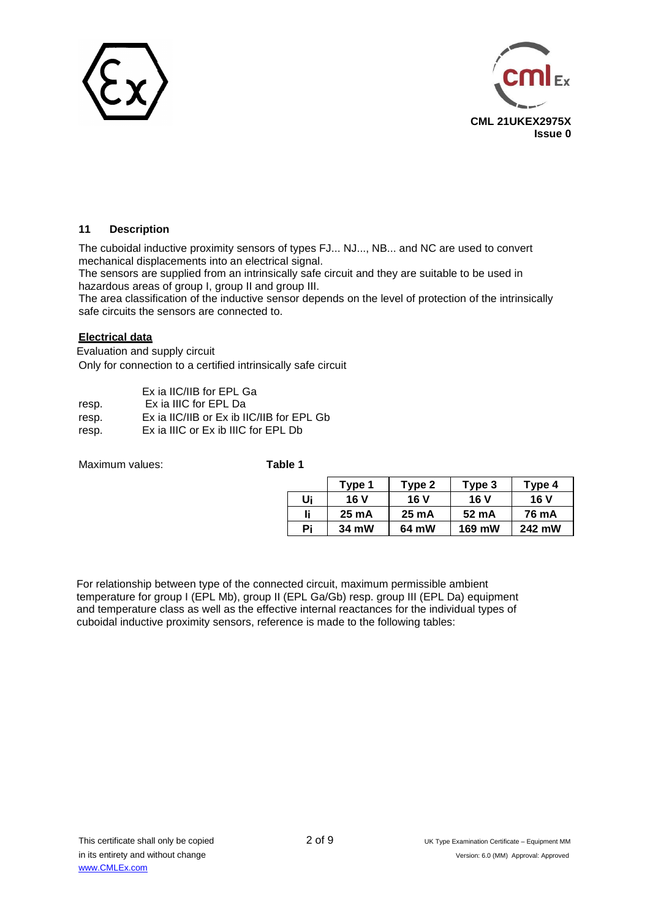## 11 Description

The cuboidal inductive proximity sensors of types FJ... NJ..., NB... and NC are used to convert mechanical displacements into an electrical signal.
The sensors are supplied from an intrinsically safe circuit and they are suitable to be used in hazardous areas of group I, group II and group III.
The area classification of the inductive sensor depends on the level of protection of the intrinsically safe circuits the sensors are connected to.

**Electrical data**

Evaluation and supply circuit
Only for connection to a certified intrinsically safe circuit

|  |  |
|---|---|
|  | Ex ia IIC/IIB for EPL Ga |
| resp. | Ex ia IIIC for EPL Da |
| resp. | Ex ia IIC/IIB or Ex ib IIC/IIB for EPL Gb |
| resp. | Ex ia IIIC or Ex ib IIIC for EPL Db |

Maximum values: **Table 1**

|  | Type 1 | Type 2 | Type 3 | Type 4 |
|---|---|---|---|---|
| $U_i$ | 16 V | 16 V | 16 V | 16 V |
| $I_i$ | 25 mA | 25 mA | 52 mA | 76 mA |
| $P_i$ | 34 mW | 64 mW | 169 mW | 242 mW |

For relationship between type of the connected circuit, maximum permissible ambient temperature for group I (EPL Mb), group II (EPL Ga/Gb) resp. group III (EPL Da) equipment and temperature class as well as the effective internal reactances for the individual types of cuboidal inductive proximity sensors, reference is made to the following tables: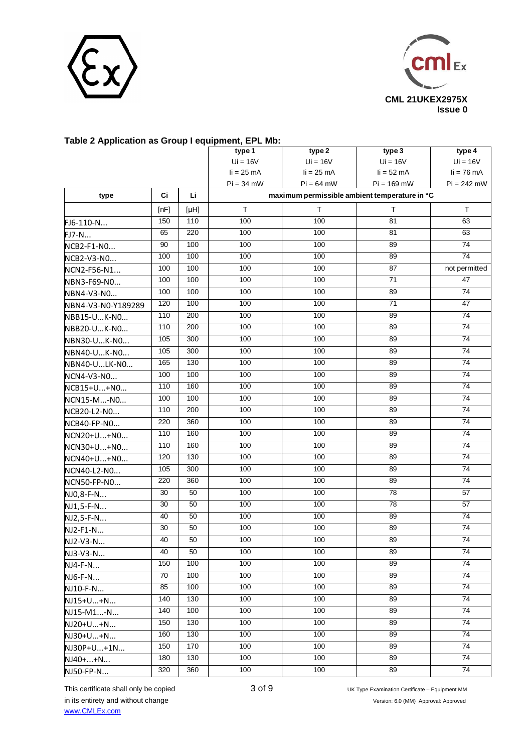### Table 2 Application as Group I equipment, EPL Mb:

| | | | type 1<br>Ui = 16V<br>Ii = 25 mA<br>Pi = 34 mW | type 2<br>Ui = 16V<br>Ii = 25 mA<br>Pi = 64 mW | type 3<br>Ui = 16V<br>Ii = 52 mA<br>Pi = 169 mW | type 4<br>Ui = 16V<br>Ii = 76 mA<br>Pi = 242 mW |
|---|---|---|---|---|---|---|
| **type** | **Ci** | **Li** | **maximum permissible ambient temperature in °C** | | | |
| | [nF] | [µH] | T | T | T | T |
| FJ6-110-N… | 150 | 110 | 100 | 100 | 81 | 63 |
| FJ7-N… | 65 | 220 | 100 | 100 | 81 | 63 |
| NCB2-F1-N0… | 90 | 100 | 100 | 100 | 89 | 74 |
| NCB2-V3-N0… | 100 | 100 | 100 | 100 | 89 | 74 |
| NCN2-F56-N1… | 100 | 100 | 100 | 100 | 87 | not permitted |
| NBN3-F69-N0… | 100 | 100 | 100 | 100 | 71 | 47 |
| NBN4-V3-N0… | 100 | 100 | 100 | 100 | 89 | 74 |
| NBN4-V3-N0-Y189289 | 120 | 100 | 100 | 100 | 71 | 47 |
| NBB15-U…K-N0… | 110 | 200 | 100 | 100 | 89 | 74 |
| NBB20-U…K-N0… | 110 | 200 | 100 | 100 | 89 | 74 |
| NBN30-U…K-N0… | 105 | 300 | 100 | 100 | 89 | 74 |
| NBN40-U…K-N0… | 105 | 300 | 100 | 100 | 89 | 74 |
| NBN40-U…LK-N0… | 165 | 130 | 100 | 100 | 89 | 74 |
| NCN4-V3-N0… | 100 | 100 | 100 | 100 | 89 | 74 |
| NCB15+U…+N0… | 110 | 160 | 100 | 100 | 89 | 74 |
| NCN15-M…-N0… | 100 | 100 | 100 | 100 | 89 | 74 |
| NCB20-L2-N0… | 110 | 200 | 100 | 100 | 89 | 74 |
| NCB40-FP-N0… | 220 | 360 | 100 | 100 | 89 | 74 |
| NCN20+U…+N0… | 110 | 160 | 100 | 100 | 89 | 74 |
| NCN30+U…+N0… | 110 | 160 | 100 | 100 | 89 | 74 |
| NCN40+U…+N0… | 120 | 130 | 100 | 100 | 89 | 74 |
| NCN40-L2-N0… | 105 | 300 | 100 | 100 | 89 | 74 |
| NCN50-FP-N0… | 220 | 360 | 100 | 100 | 89 | 74 |
| NJ0,8-F-N… | 30 | 50 | 100 | 100 | 78 | 57 |
| NJ1,5-F-N… | 30 | 50 | 100 | 100 | 78 | 57 |
| NJ2,5-F-N… | 40 | 50 | 100 | 100 | 89 | 74 |
| NJ2-F1-N… | 30 | 50 | 100 | 100 | 89 | 74 |
| NJ2-V3-N… | 40 | 50 | 100 | 100 | 89 | 74 |
| NJ3-V3-N… | 40 | 50 | 100 | 100 | 89 | 74 |
| NJ4-F-N… | 150 | 100 | 100 | 100 | 89 | 74 |
| NJ6-F-N… | 70 | 100 | 100 | 100 | 89 | 74 |
| NJ10-F-N… | 85 | 100 | 100 | 100 | 89 | 74 |
| NJ15+U…+N… | 140 | 130 | 100 | 100 | 89 | 74 |
| NJ15-M1…-N… | 140 | 100 | 100 | 100 | 89 | 74 |
| NJ20+U…+N… | 150 | 130 | 100 | 100 | 89 | 74 |
| NJ30+U…+N… | 160 | 130 | 100 | 100 | 89 | 74 |
| NJ30P+U…+1N… | 150 | 170 | 100 | 100 | 89 | 74 |
| NJ40+…+N… | 180 | 130 | 100 | 100 | 89 | 74 |
| NJ50-FP-N… | 320 | 360 | 100 | 100 | 89 | 74 |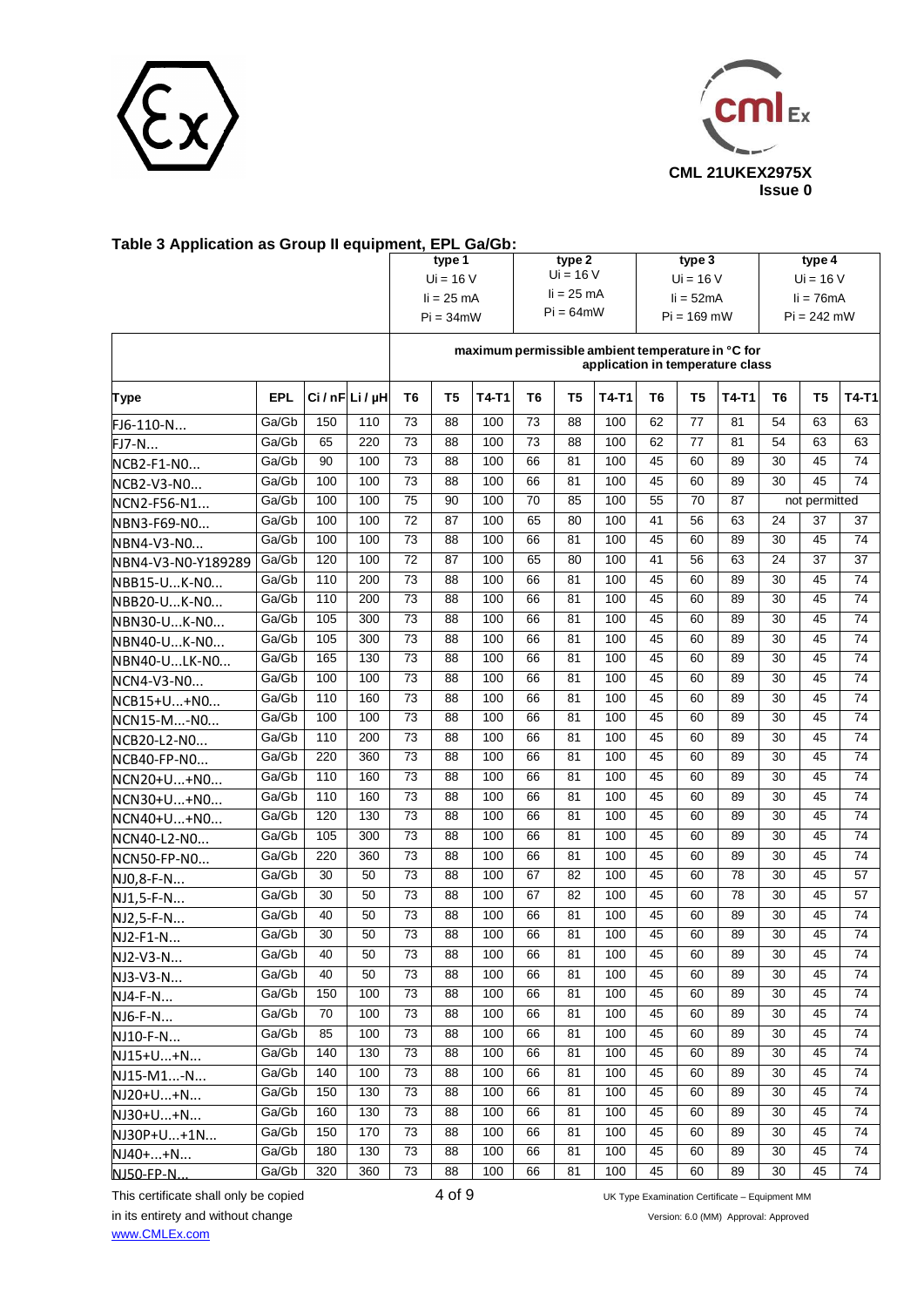## Table 3 Application as Group II equipment, EPL Ga/Gb:

| | | | | type 1 $U_i$ = 16 V $I_i$ = 25 mA $P_i$ = 34mW | | | type 2 $U_i$ = 16 V $I_i$ = 25 mA $P_i$ = 64mW | | | type 3 $U_i$ = 16 V $I_i$ = 52mA $P_i$ = 169 mW | | | type 4 $U_i$ = 16 V $I_i$ = 76mA $P_i$ = 242 mW | | |
|---|---|---|---|---|---|---|---|---|---|---|---|---|---|---|---|
| | | | | maximum permissible ambient temperature in °C for application in temperature class | | | | | | | | | | | |
| **Type** | **EPL** | **Ci / nF** | **Li / µH** | **T6** | **T5** | **T4-T1** | **T6** | **T5** | **T4-T1** | **T6** | **T5** | **T4-T1** | **T6** | **T5** | **T4-T1** |
| FJ6-110-N... | Ga/Gb | 150 | 110 | 73 | 88 | 100 | 73 | 88 | 100 | 62 | 77 | 81 | 54 | 63 | 63 |
| FJ7-N... | Ga/Gb | 65 | 220 | 73 | 88 | 100 | 73 | 88 | 100 | 62 | 77 | 81 | 54 | 63 | 63 |
| NCB2-F1-N0... | Ga/Gb | 90 | 100 | 73 | 88 | 100 | 66 | 81 | 100 | 45 | 60 | 89 | 30 | 45 | 74 |
| NCB2-V3-N0... | Ga/Gb | 100 | 100 | 73 | 88 | 100 | 66 | 81 | 100 | 45 | 60 | 89 | 30 | 45 | 74 |
| NCN2-F56-N1... | Ga/Gb | 100 | 100 | 75 | 90 | 100 | 70 | 85 | 100 | 55 | 70 | 87 | not permitted | | |
| NBN3-F69-N0... | Ga/Gb | 100 | 100 | 72 | 87 | 100 | 65 | 80 | 100 | 41 | 56 | 63 | 24 | 37 | 37 |
| NBN4-V3-N0... | Ga/Gb | 100 | 100 | 73 | 88 | 100 | 66 | 81 | 100 | 45 | 60 | 89 | 30 | 45 | 74 |
| NBN4-V3-N0-Y189289 | Ga/Gb | 120 | 100 | 72 | 87 | 100 | 65 | 80 | 100 | 41 | 56 | 63 | 24 | 37 | 37 |
| NBB15-U...K-N0... | Ga/Gb | 110 | 200 | 73 | 88 | 100 | 66 | 81 | 100 | 45 | 60 | 89 | 30 | 45 | 74 |
| NBB20-U...K-N0... | Ga/Gb | 110 | 200 | 73 | 88 | 100 | 66 | 81 | 100 | 45 | 60 | 89 | 30 | 45 | 74 |
| NBN30-U...K-N0... | Ga/Gb | 105 | 300 | 73 | 88 | 100 | 66 | 81 | 100 | 45 | 60 | 89 | 30 | 45 | 74 |
| NBN40-U...K-N0... | Ga/Gb | 105 | 300 | 73 | 88 | 100 | 66 | 81 | 100 | 45 | 60 | 89 | 30 | 45 | 74 |
| NBN40-U...LK-N0... | Ga/Gb | 165 | 130 | 73 | 88 | 100 | 66 | 81 | 100 | 45 | 60 | 89 | 30 | 45 | 74 |
| NCN4-V3-N0... | Ga/Gb | 100 | 100 | 73 | 88 | 100 | 66 | 81 | 100 | 45 | 60 | 89 | 30 | 45 | 74 |
| NCB15+U...+N0... | Ga/Gb | 110 | 160 | 73 | 88 | 100 | 66 | 81 | 100 | 45 | 60 | 89 | 30 | 45 | 74 |
| NCN15-M...-N0... | Ga/Gb | 100 | 100 | 73 | 88 | 100 | 66 | 81 | 100 | 45 | 60 | 89 | 30 | 45 | 74 |
| NCB20-L2-N0... | Ga/Gb | 110 | 200 | 73 | 88 | 100 | 66 | 81 | 100 | 45 | 60 | 89 | 30 | 45 | 74 |
| NCB40-FP-N0... | Ga/Gb | 220 | 360 | 73 | 88 | 100 | 66 | 81 | 100 | 45 | 60 | 89 | 30 | 45 | 74 |
| NCN20+U...+N0... | Ga/Gb | 110 | 160 | 73 | 88 | 100 | 66 | 81 | 100 | 45 | 60 | 89 | 30 | 45 | 74 |
| NCN30+U...+N0... | Ga/Gb | 110 | 160 | 73 | 88 | 100 | 66 | 81 | 100 | 45 | 60 | 89 | 30 | 45 | 74 |
| NCN40+U...+N0... | Ga/Gb | 120 | 130 | 73 | 88 | 100 | 66 | 81 | 100 | 45 | 60 | 89 | 30 | 45 | 74 |
| NCN40-L2-N0... | Ga/Gb | 105 | 300 | 73 | 88 | 100 | 66 | 81 | 100 | 45 | 60 | 89 | 30 | 45 | 74 |
| NCN50-FP-N0... | Ga/Gb | 220 | 360 | 73 | 88 | 100 | 66 | 81 | 100 | 45 | 60 | 89 | 30 | 45 | 74 |
| NJ0,8-F-N... | Ga/Gb | 30 | 50 | 73 | 88 | 100 | 67 | 82 | 100 | 45 | 60 | 78 | 30 | 45 | 57 |
| NJ1,5-F-N... | Ga/Gb | 30 | 50 | 73 | 88 | 100 | 67 | 82 | 100 | 45 | 60 | 78 | 30 | 45 | 57 |
| NJ2,5-F-N... | Ga/Gb | 40 | 50 | 73 | 88 | 100 | 66 | 81 | 100 | 45 | 60 | 89 | 30 | 45 | 74 |
| NJ2-F1-N... | Ga/Gb | 30 | 50 | 73 | 88 | 100 | 66 | 81 | 100 | 45 | 60 | 89 | 30 | 45 | 74 |
| NJ2-V3-N... | Ga/Gb | 40 | 50 | 73 | 88 | 100 | 66 | 81 | 100 | 45 | 60 | 89 | 30 | 45 | 74 |
| NJ3-V3-N... | Ga/Gb | 40 | 50 | 73 | 88 | 100 | 66 | 81 | 100 | 45 | 60 | 89 | 30 | 45 | 74 |
| NJ4-F-N... | Ga/Gb | 150 | 100 | 73 | 88 | 100 | 66 | 81 | 100 | 45 | 60 | 89 | 30 | 45 | 74 |
| NJ6-F-N... | Ga/Gb | 70 | 100 | 73 | 88 | 100 | 66 | 81 | 100 | 45 | 60 | 89 | 30 | 45 | 74 |
| NJ10-F-N... | Ga/Gb | 85 | 100 | 73 | 88 | 100 | 66 | 81 | 100 | 45 | 60 | 89 | 30 | 45 | 74 |
| NJ15+U...+N... | Ga/Gb | 140 | 130 | 73 | 88 | 100 | 66 | 81 | 100 | 45 | 60 | 89 | 30 | 45 | 74 |
| NJ15-M1...-N... | Ga/Gb | 140 | 100 | 73 | 88 | 100 | 66 | 81 | 100 | 45 | 60 | 89 | 30 | 45 | 74 |
| NJ20+U...+N... | Ga/Gb | 150 | 130 | 73 | 88 | 100 | 66 | 81 | 100 | 45 | 60 | 89 | 30 | 45 | 74 |
| NJ30+U...+N... | Ga/Gb | 160 | 130 | 73 | 88 | 100 | 66 | 81 | 100 | 45 | 60 | 89 | 30 | 45 | 74 |
| NJ30P+U...+1N... | Ga/Gb | 150 | 170 | 73 | 88 | 100 | 66 | 81 | 100 | 45 | 60 | 89 | 30 | 45 | 74 |
| NJ40+...+N... | Ga/Gb | 180 | 130 | 73 | 88 | 100 | 66 | 81 | 100 | 45 | 60 | 89 | 30 | 45 | 74 |
| NJ50-FP-N... | Ga/Gb | 320 | 360 | 73 | 88 | 100 | 66 | 81 | 100 | 45 | 60 | 89 | 30 | 45 | 74 |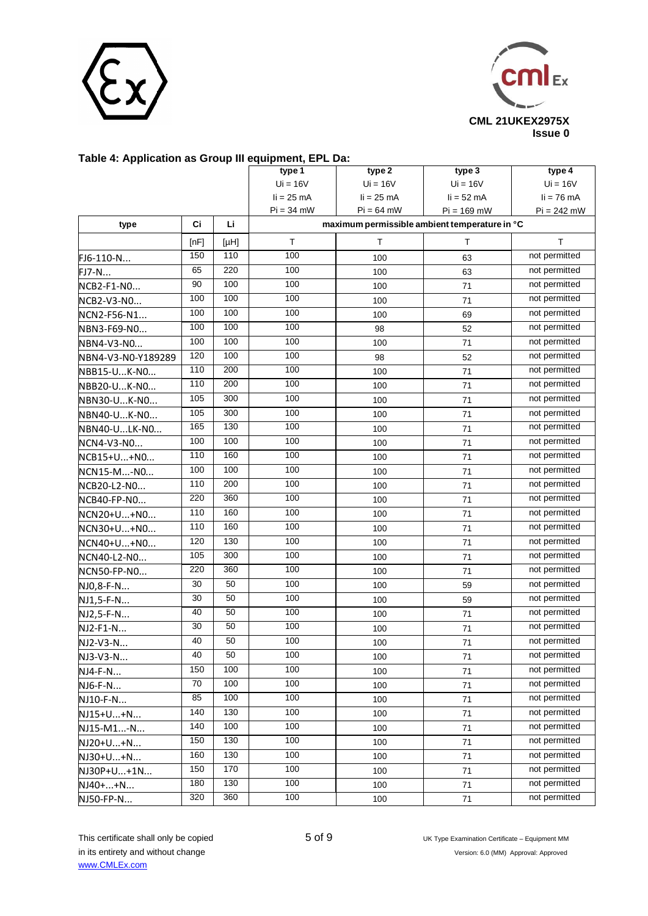### Table 4: Application as Group III equipment, EPL Da:

| | | | type 1 | type 2 | type 3 | type 4 |
|---|---|---|---|---|---|---|
| | | | Ui = 16V | Ui = 16V | Ui = 16V | Ui = 16V |
| | | | Ii = 25 mA | Ii = 25 mA | Ii = 52 mA | Ii = 76 mA |
| | | | Pi = 34 mW | Pi = 64 mW | Pi = 169 mW | Pi = 242 mW |
| **type** | **Ci** | **Li** | **maximum permissible ambient temperature in °C** | | | |
| | [nF] | [µH] | T | T | T | T |
| FJ6-110-N... | 150 | 110 | 100 | 100 | 63 | not permitted |
| FJ7-N... | 65 | 220 | 100 | 100 | 63 | not permitted |
| NCB2-F1-N0... | 90 | 100 | 100 | 100 | 71 | not permitted |
| NCB2-V3-N0... | 100 | 100 | 100 | 100 | 71 | not permitted |
| NCN2-F56-N1... | 100 | 100 | 100 | 100 | 69 | not permitted |
| NBN3-F69-N0... | 100 | 100 | 100 | 98 | 52 | not permitted |
| NBN4-V3-N0... | 100 | 100 | 100 | 100 | 71 | not permitted |
| NBN4-V3-N0-Y189289 | 120 | 100 | 100 | 98 | 52 | not permitted |
| NBB15-U...K-N0... | 110 | 200 | 100 | 100 | 71 | not permitted |
| NBB20-U...K-N0... | 110 | 200 | 100 | 100 | 71 | not permitted |
| NBN30-U...K-N0... | 105 | 300 | 100 | 100 | 71 | not permitted |
| NBN40-U...K-N0... | 105 | 300 | 100 | 100 | 71 | not permitted |
| NBN40-U...LK-N0... | 165 | 130 | 100 | 100 | 71 | not permitted |
| NCN4-V3-N0... | 100 | 100 | 100 | 100 | 71 | not permitted |
| NCB15+U...+N0... | 110 | 160 | 100 | 100 | 71 | not permitted |
| NCN15-M...-N0... | 100 | 100 | 100 | 100 | 71 | not permitted |
| NCB20-L2-N0... | 110 | 200 | 100 | 100 | 71 | not permitted |
| NCB40-FP-N0... | 220 | 360 | 100 | 100 | 71 | not permitted |
| NCN20+U...+N0... | 110 | 160 | 100 | 100 | 71 | not permitted |
| NCN30+U...+N0... | 110 | 160 | 100 | 100 | 71 | not permitted |
| NCN40+U...+N0... | 120 | 130 | 100 | 100 | 71 | not permitted |
| NCN40-L2-N0... | 105 | 300 | 100 | 100 | 71 | not permitted |
| NCN50-FP-N0... | 220 | 360 | 100 | 100 | 71 | not permitted |
| NJ0,8-F-N... | 30 | 50 | 100 | 100 | 59 | not permitted |
| NJ1,5-F-N... | 30 | 50 | 100 | 100 | 59 | not permitted |
| NJ2,5-F-N... | 40 | 50 | 100 | 100 | 71 | not permitted |
| NJ2-F1-N... | 30 | 50 | 100 | 100 | 71 | not permitted |
| NJ2-V3-N... | 40 | 50 | 100 | 100 | 71 | not permitted |
| NJ3-V3-N... | 40 | 50 | 100 | 100 | 71 | not permitted |
| NJ4-F-N... | 150 | 100 | 100 | 100 | 71 | not permitted |
| NJ6-F-N... | 70 | 100 | 100 | 100 | 71 | not permitted |
| NJ10-F-N... | 85 | 100 | 100 | 100 | 71 | not permitted |
| NJ15+U...+N... | 140 | 130 | 100 | 100 | 71 | not permitted |
| NJ15-M1...-N... | 140 | 100 | 100 | 100 | 71 | not permitted |
| NJ20+U...+N... | 150 | 130 | 100 | 100 | 71 | not permitted |
| NJ30+U...+N... | 160 | 130 | 100 | 100 | 71 | not permitted |
| NJ30P+U...+1N... | 150 | 170 | 100 | 100 | 71 | not permitted |
| NJ40+...+N... | 180 | 130 | 100 | 100 | 71 | not permitted |
| NJ50-FP-N... | 320 | 360 | 100 | 100 | 71 | not permitted |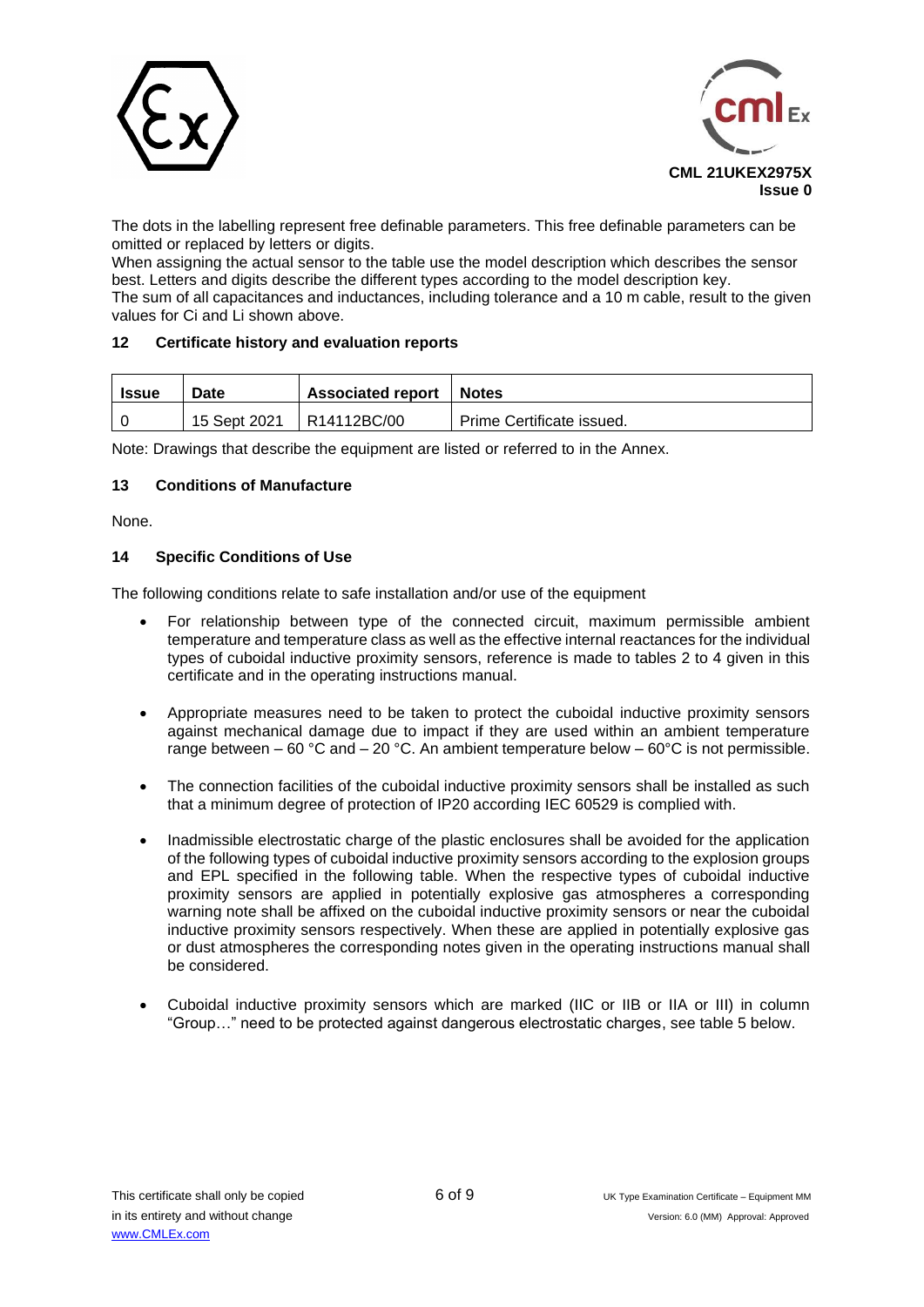The dots in the labelling represent free definable parameters. This free definable parameters can be omitted or replaced by letters or digits.
When assigning the actual sensor to the table use the model description which describes the sensor best. Letters and digits describe the different types according to the model description key.
The sum of all capacitances and inductances, including tolerance and a 10 m cable, result to the given values for Ci and Li shown above.

## 12 Certificate history and evaluation reports

| Issue | Date | Associated report | Notes |
|---|---|---|---|
| 0 | 15 Sept 2021 | R14112BC/00 | Prime Certificate issued. |

Note: Drawings that describe the equipment are listed or referred to in the Annex.

## 13 Conditions of Manufacture

None.

## 14 Specific Conditions of Use

The following conditions relate to safe installation and/or use of the equipment

- For relationship between type of the connected circuit, maximum permissible ambient temperature and temperature class as well as the effective internal reactances for the individual types of cuboidal inductive proximity sensors, reference is made to tables 2 to 4 given in this certificate and in the operating instructions manual.

- Appropriate measures need to be taken to protect the cuboidal inductive proximity sensors against mechanical damage due to impact if they are used within an ambient temperature range between – 60 °C and – 20 °C. An ambient temperature below – 60°C is not permissible.

- The connection facilities of the cuboidal inductive proximity sensors shall be installed as such that a minimum degree of protection of IP20 according IEC 60529 is complied with.

- Inadmissible electrostatic charge of the plastic enclosures shall be avoided for the application of the following types of cuboidal inductive proximity sensors according to the explosion groups and EPL specified in the following table. When the respective types of cuboidal inductive proximity sensors are applied in potentially explosive gas atmospheres a corresponding warning note shall be affixed on the cuboidal inductive proximity sensors or near the cuboidal inductive proximity sensors respectively. When these are applied in potentially explosive gas or dust atmospheres the corresponding notes given in the operating instructions manual shall be considered.

- Cuboidal inductive proximity sensors which are marked (IIC or IIB or IIA or III) in column "Group…" need to be protected against dangerous electrostatic charges, see table 5 below.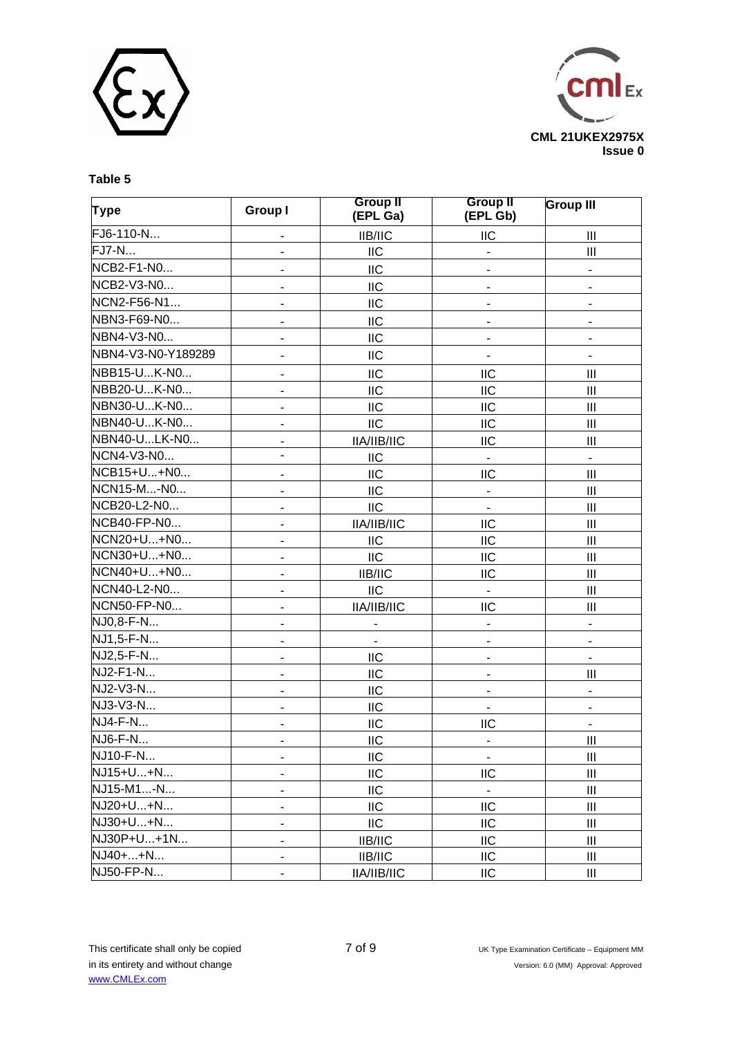**Table 5**

| Type | Group I | Group II (EPL Ga) | Group II (EPL Gb) | Group III |
|---|---|---|---|---|
| FJ6-110-N... | - | IIB/IIC | IIC | III |
| FJ7-N... | - | IIC | - | III |
| NCB2-F1-N0... | - | IIC | - | - |
| NCB2-V3-N0... | - | IIC | - | - |
| NCN2-F56-N1... | - | IIC | - | - |
| NBN3-F69-N0... | - | IIC | - | - |
| NBN4-V3-N0... | - | IIC | - | - |
| NBN4-V3-N0-Y189289 | - | IIC | - | - |
| NBB15-U...K-N0... | - | IIC | IIC | III |
| NBB20-U...K-N0... | - | IIC | IIC | III |
| NBN30-U...K-N0... | - | IIC | IIC | III |
| NBN40-U...K-N0... | - | IIC | IIC | III |
| NBN40-U...LK-N0... | - | IIA/IIB/IIC | IIC | III |
| NCN4-V3-N0... | - | IIC | - | - |
| NCB15+U...+N0... | - | IIC | IIC | III |
| NCN15-M...-N0... | - | IIC | - | III |
| NCB20-L2-N0... | - | IIC | - | III |
| NCB40-FP-N0... | - | IIA/IIB/IIC | IIC | III |
| NCN20+U...+N0... | - | IIC | IIC | III |
| NCN30+U...+N0... | - | IIC | IIC | III |
| NCN40+U...+N0... | - | IIB/IIC | IIC | III |
| NCN40-L2-N0... | - | IIC | - | III |
| NCN50-FP-N0... | - | IIA/IIB/IIC | IIC | III |
| NJ0,8-F-N... | - | - | - | - |
| NJ1,5-F-N... | - | - | - | - |
| NJ2,5-F-N... | - | IIC | - | - |
| NJ2-F1-N... | - | IIC | - | III |
| NJ2-V3-N... | - | IIC | - | - |
| NJ3-V3-N... | - | IIC | - | - |
| NJ4-F-N... | - | IIC | IIC | - |
| NJ6-F-N... | - | IIC | - | III |
| NJ10-F-N... | - | IIC | - | III |
| NJ15+U...+N... | - | IIC | IIC | III |
| NJ15-M1...-N... | - | IIC | - | III |
| NJ20+U...+N... | - | IIC | IIC | III |
| NJ30+U...+N... | - | IIC | IIC | III |
| NJ30P+U...+1N... | - | IIB/IIC | IIC | III |
| NJ40+...+N... | - | IIB/IIC | IIC | III |
| NJ50-FP-N... | - | IIA/IIB/IIC | IIC | III |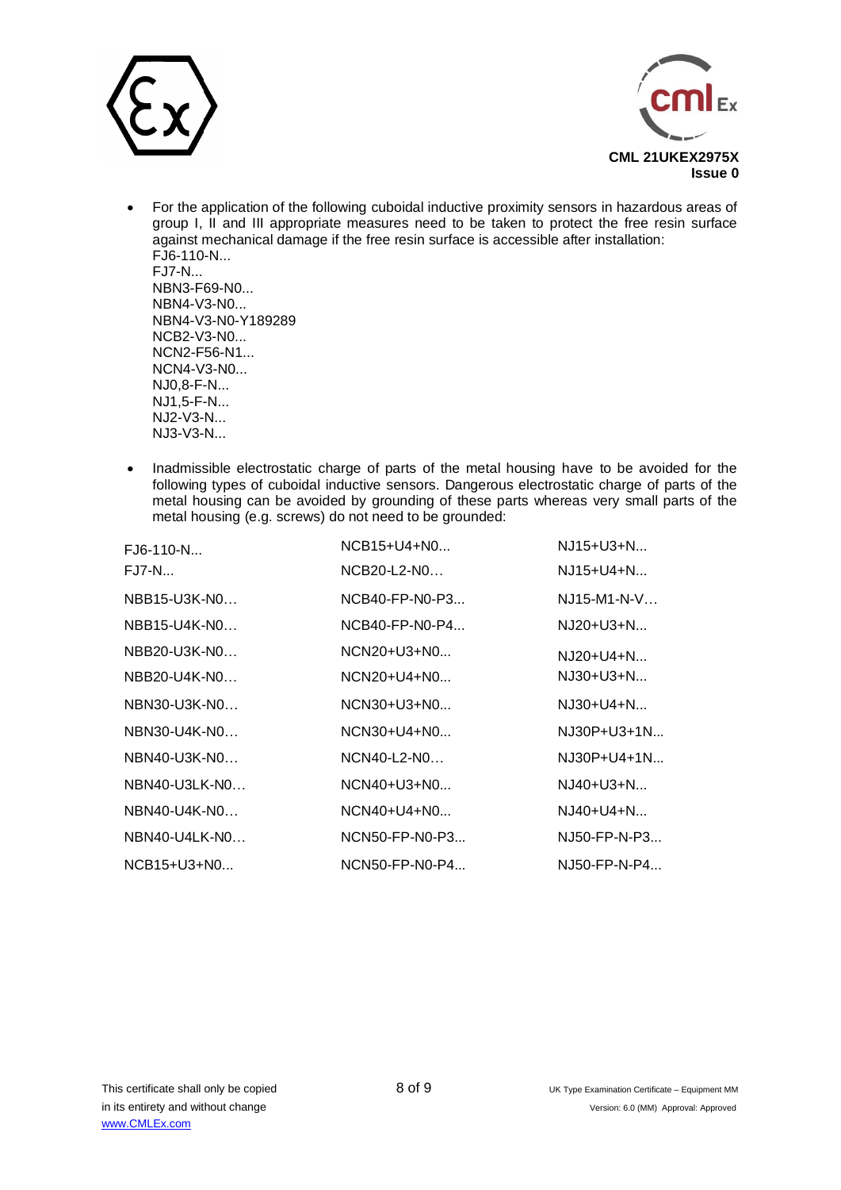- For the application of the following cuboidal inductive proximity sensors in hazardous areas of group I, II and III appropriate measures need to be taken to protect the free resin surface against mechanical damage if the free resin surface is accessible after installation:
  FJ6-110-N...
  FJ7-N...
  NBN3-F69-N0...
  NBN4-V3-N0...
  NBN4-V3-N0-Y189289
  NCB2-V3-N0...
  NCN2-F56-N1...
  NCN4-V3-N0...
  NJ0,8-F-N...
  NJ1,5-F-N...
  NJ2-V3-N...
  NJ3-V3-N...

- Inadmissible electrostatic charge of parts of the metal housing have to be avoided for the following types of cuboidal inductive sensors. Dangerous electrostatic charge of parts of the metal housing can be avoided by grounding of these parts whereas very small parts of the metal housing (e.g. screws) do not need to be grounded:

| | | |
|---|---|---|
| FJ6-110-N... | NCB15+U4+N0... | NJ15+U3+N... |
| FJ7-N... | NCB20-L2-N0… | NJ15+U4+N... |
| NBB15-U3K-N0… | NCB40-FP-N0-P3... | NJ15-M1-N-V… |
| NBB15-U4K-N0… | NCB40-FP-N0-P4... | NJ20+U3+N... |
| NBB20-U3K-N0… | NCN20+U3+N0... | NJ20+U4+N... |
| NBB20-U4K-N0… | NCN20+U4+N0... | NJ30+U3+N... |
| NBN30-U3K-N0… | NCN30+U3+N0... | NJ30+U4+N... |
| NBN30-U4K-N0… | NCN30+U4+N0... | NJ30P+U3+1N... |
| NBN40-U3K-N0… | NCN40-L2-N0… | NJ30P+U4+1N... |
| NBN40-U3LK-N0… | NCN40+U3+N0... | NJ40+U3+N... |
| NBN40-U4K-N0… | NCN40+U4+N0... | NJ40+U4+N... |
| NBN40-U4LK-N0… | NCN50-FP-N0-P3... | NJ50-FP-N-P3... |
| NCB15+U3+N0... | NCN50-FP-N0-P4... | NJ50-FP-N-P4... |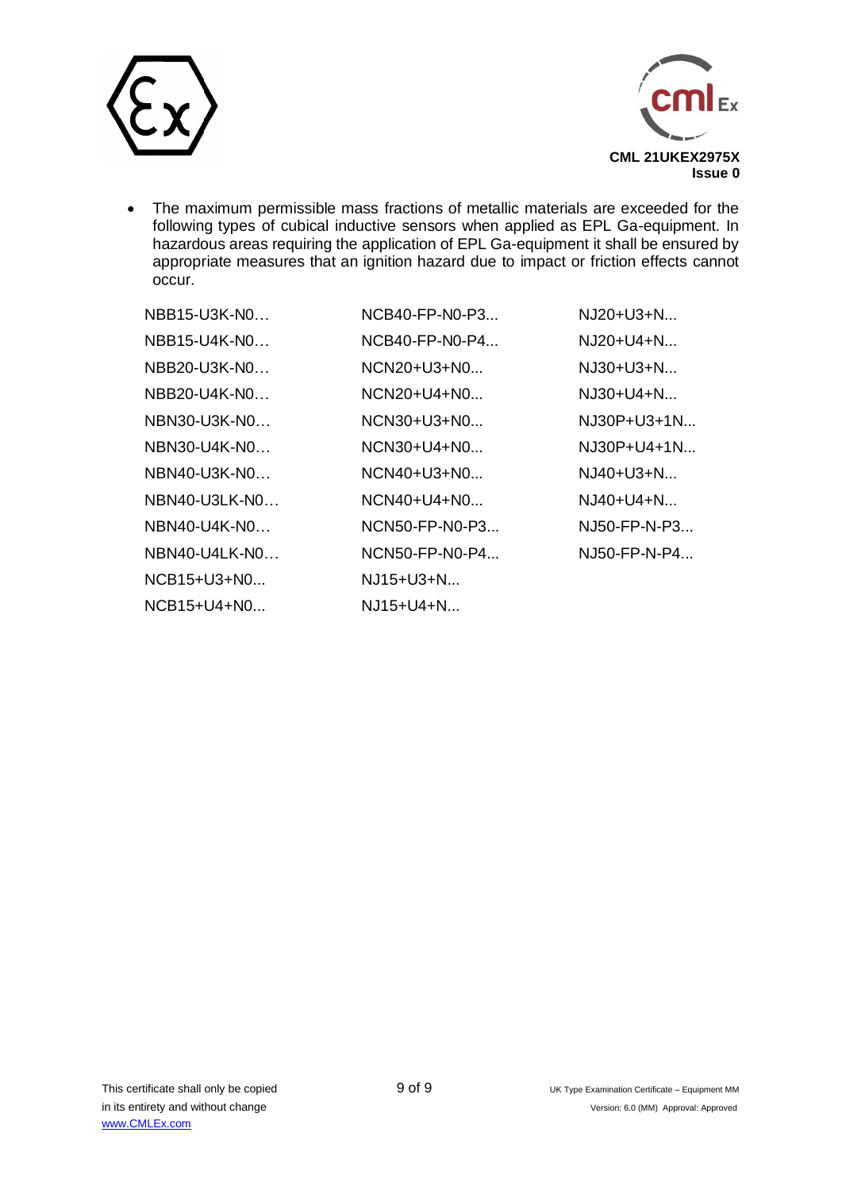- The maximum permissible mass fractions of metallic materials are exceeded for the following types of cubical inductive sensors when applied as EPL Ga-equipment. In hazardous areas requiring the application of EPL Ga-equipment it shall be ensured by appropriate measures that an ignition hazard due to impact or friction effects cannot occur.

NBB15-U3K-N0…
NBB15-U4K-N0…
NBB20-U3K-N0…
NBB20-U4K-N0…
NBN30-U3K-N0…
NBN30-U4K-N0…
NBN40-U3K-N0…
NBN40-U3LK-N0…
NBN40-U4K-N0…
NBN40-U4LK-N0…
NCB15+U3+N0...
NCB15+U4+N0...
NCB40-FP-N0-P3...
NCB40-FP-N0-P4...
NCN20+U3+N0...
NCN20+U4+N0...
NCN30+U3+N0...
NCN30+U4+N0...
NCN40+U3+N0...
NCN40+U4+N0...
NCN50-FP-N0-P3...
NCN50-FP-N0-P4...
NJ15+U3+N...
NJ15+U4+N...
NJ20+U3+N...
NJ20+U4+N...
NJ30+U3+N...
NJ30+U4+N...
NJ30P+U3+1N...
NJ30P+U4+1N...
NJ40+U3+N...
NJ40+U4+N...
NJ50-FP-N-P3...
NJ50-FP-N-P4...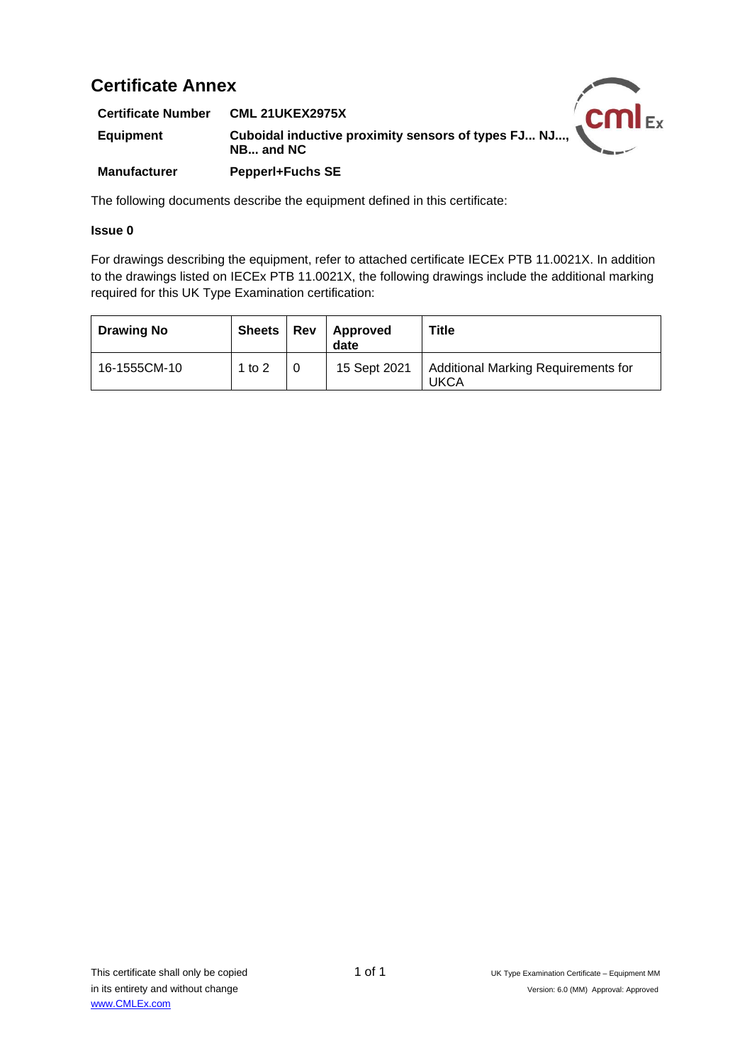# Certificate Annex

| | |
|---|---|
| **Certificate Number** | **CML 21UKEX2975X** |
| **Equipment** | **Cuboidal inductive proximity sensors of types FJ... NJ..., NB... and NC** |
| **Manufacturer** | **Pepperl+Fuchs SE** |

The following documents describe the equipment defined in this certificate:

**Issue 0**

For drawings describing the equipment, refer to attached certificate IECEx PTB 11.0021X. In addition to the drawings listed on IECEx PTB 11.0021X, the following drawings include the additional marking required for this UK Type Examination certification:

| Drawing No | Sheets | Rev | Approved date | Title |
|---|---|---|---|---|
| 16-1555CM-10 | 1 to 2 | 0 | 15 Sept 2021 | Additional Marking Requirements for UKCA |

This certificate shall only be copied in its entirety and without change
www.CMLEx.com

UK Type Examination Certificate – Equipment MM
Version: 6.0 (MM) Approval: Approved